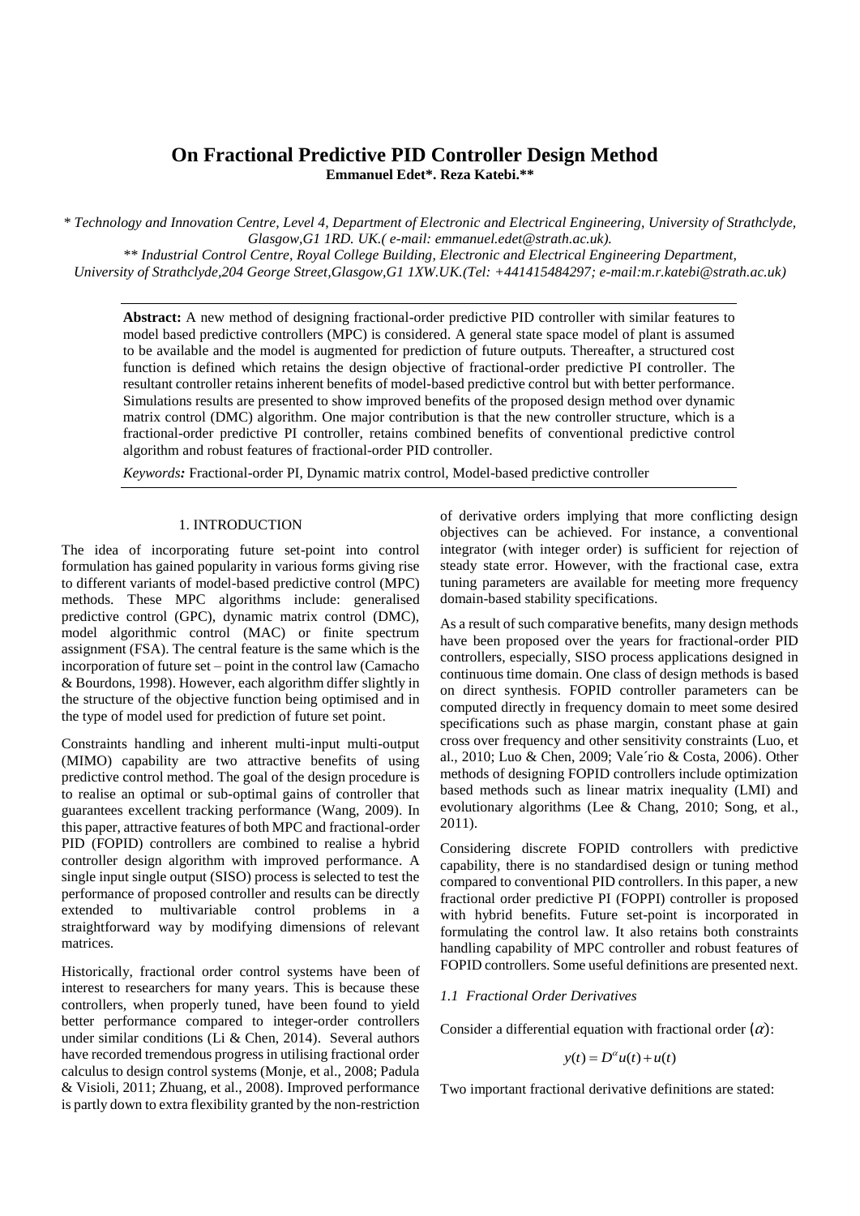# On Fractional Predictive PID Controller Design Method

**Emmanuel Edet\*. Reza Katebi.\*\***

*\* Technology and Innovation Centre, Level 4, Department of Electronic and Electrical Engineering, University of Strathclyde, Glasgow,G1 1RD. UK.( e-mail: emmanuel.edet@strath.ac.uk).*

*\*\* Industrial Control Centre, Royal College Building, Electronic and Electrical Engineering Department, University of Strathclyde,204 George Street,Glasgow,G1 1XW.UK.(Tel: +441415484297; e-mail:m.r.katebi@strath.ac.uk)*

---

**Abstract:** A new method of designing fractional-order predictive PID controller with similar features to model based predictive controllers (MPC) is considered. A general state space model of plant is assumed to be available and the model is augmented for prediction of future outputs. Thereafter, a structured cost function is defined which retains the design objective of fractional-order predictive PI controller. The resultant controller retains inherent benefits of model-based predictive control but with better performance. Simulations results are presented to show improved benefits of the proposed design method over dynamic matrix control (DMC) algorithm. One major contribution is that the new controller structure, which is a fractional-order predictive PI controller, retains combined benefits of conventional predictive control algorithm and robust features of fractional-order PID controller.

*Keywords:* Fractional-order PI, Dynamic matrix control, Model-based predictive controller

---

## 1. INTRODUCTION

The idea of incorporating future set-point into control formulation has gained popularity in various forms giving rise to different variants of model-based predictive control (MPC) methods. These MPC algorithms include: generalised predictive control (GPC), dynamic matrix control (DMC), model algorithmic control (MAC) or finite spectrum assignment (FSA). The central feature is the same which is the incorporation of future set – point in the control law (Camacho & Bourdons, 1998). However, each algorithm differ slightly in the structure of the objective function being optimised and in the type of model used for prediction of future set point.

Constraints handling and inherent multi-input multi-output (MIMO) capability are two attractive benefits of using predictive control method. The goal of the design procedure is to realise an optimal or sub-optimal gains of controller that guarantees excellent tracking performance (Wang, 2009). In this paper, attractive features of both MPC and fractional-order PID (FOPID) controllers are combined to realise a hybrid controller design algorithm with improved performance. A single input single output (SISO) process is selected to test the performance of proposed controller and results can be directly extended to multivariable control problems in a straightforward way by modifying dimensions of relevant matrices.

Historically, fractional order control systems have been of interest to researchers for many years. This is because these controllers, when properly tuned, have been found to yield better performance compared to integer-order controllers under similar conditions (Li & Chen, 2014). Several authors have recorded tremendous progress in utilising fractional order calculus to design control systems (Monje, et al., 2008; Padula & Visioli, 2011; Zhuang, et al., 2008). Improved performance is partly down to extra flexibility granted by the non-restriction of derivative orders implying that more conflicting design objectives can be achieved. For instance, a conventional integrator (with integer order) is sufficient for rejection of steady state error. However, with the fractional case, extra tuning parameters are available for meeting more frequency domain-based stability specifications.

As a result of such comparative benefits, many design methods have been proposed over the years for fractional-order PID controllers, especially, SISO process applications designed in continuous time domain. One class of design methods is based on direct synthesis. FOPID controller parameters can be computed directly in frequency domain to meet some desired specifications such as phase margin, constant phase at gain cross over frequency and other sensitivity constraints (Luo, et al., 2010; Luo & Chen, 2009; Vale´rio & Costa, 2006). Other methods of designing FOPID controllers include optimization based methods such as linear matrix inequality (LMI) and evolutionary algorithms (Lee & Chang, 2010; Song, et al., 2011).

Considering discrete FOPID controllers with predictive capability, there is no standardised design or tuning method compared to conventional PID controllers. In this paper, a new fractional order predictive PI (FOPPI) controller is proposed with hybrid benefits. Future set-point is incorporated in formulating the control law. It also retains both constraints handling capability of MPC controller and robust features of FOPID controllers. Some useful definitions are presented next.

### *1.1 Fractional Order Derivatives*

Consider a differential equation with fractional order $(\alpha)$:

$$y(t) = D^{\alpha}u(t) + u(t)$$

Two important fractional derivative definitions are stated: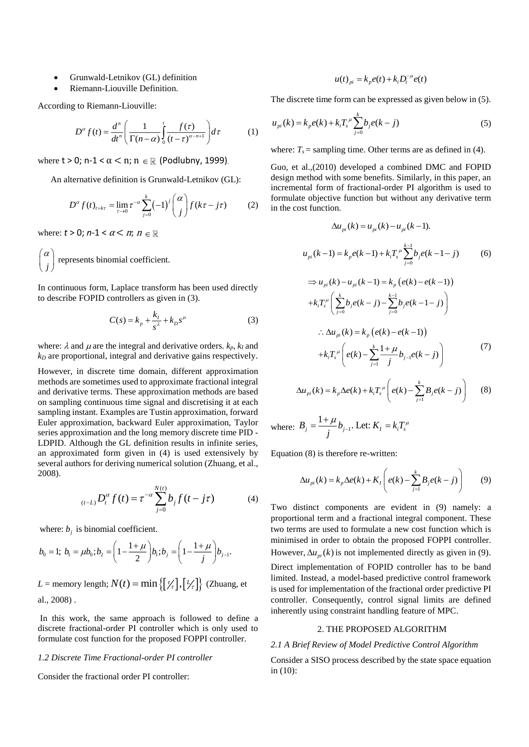- Grunwald-Letnikov (GL) definition
- Riemann-Liouville Definition.

According to Riemann-Liouville:

$$D^{\alpha} f(t) = \frac{d^n}{dt^n}\left(\frac{1}{\Gamma(n-\alpha)}\int_0^t \frac{f(\tau)}{(t-\tau)^{\alpha-n+1}}\right)d\tau \qquad (1)$$

where $t > 0$; $n-1 < \alpha < n$; $n \in \mathbb{R}$ (Podlubny, 1999).

An alternative definition is Grunwald-Letnikov (GL):

$$D^{\alpha} f(t)_{t=k\tau} = \lim_{\tau \to 0} \tau^{-\alpha} \sum_{j=0}^{k} (-1)^j \binom{\alpha}{j} f(k\tau - j\tau) \qquad (2)$$

where: $t > 0$; $n-1 < \alpha < n$; $n \in \mathbb{R}$

$\binom{\alpha}{j}$ represents binomial coefficient.

In continuous form, Laplace transform has been used directly to describe FOPID controllers as given in (3).

$$C(s) = k_p + \frac{k_I}{s^{\lambda}} + k_D s^{\mu} \qquad (3)$$

where: $\lambda$ and $\mu$ are the integral and derivative orders. $k_p$, $k_I$ and $k_D$ are proportional, integral and derivative gains respectively.

However, in discrete time domain, different approximation methods are sometimes used to approximate fractional integral and derivative terms. These approximation methods are based on sampling continuous time signal and discretising it at each sampling instant. Examples are Tustin approximation, forward Euler approximation, backward Euler approximation, Taylor series approximation and the long memory discrete time PID - LDPID. Although the GL definition results in infinite series, an approximated form given in (4) is used extensively by several authors for deriving numerical solution (Zhuang, et al., 2008).

$${}_{(t-L)}D_t^{\alpha} f(t) = \tau^{-\alpha} \sum_{j=0}^{N(t)} b_j f(t - j\tau) \qquad (4)$$

where: $b_j$ is binomial coefficient.

$b_0 = 1;\ b_1 = \mu b_0; b_2 = \left(1 - \frac{1+\mu}{2}\right) b_1; b_j = \left(1 - \frac{1+\mu}{j}\right) b_{j-1}.$

$L$ = memory length; $N(t) = \min\left\{\left[\frac{t}{\tau}\right], \left[\frac{L}{\tau}\right]\right\}$ (Zhuang, et al., 2008) .

In this work, the same approach is followed to define a discrete fractional-order PI controller which is only used to formulate cost function for the proposed FOPPI controller.

### *1.2 Discrete Time Fractional-order PI controller*

Consider the fractional order PI controller:

$$u(t)_{pi} = k_p e(t) + k_i D_t^{-\mu} e(t)$$

The discrete time form can be expressed as given below in (5).

$$u_{pi}(k) = k_p e(k) + k_i T_s^{\mu} \sum_{j=0}^{k} b_j e(k-j) \qquad (5)$$

where: $T_s$ = sampling time. Other terms are as defined in (4).

Guo, et al.,(2010) developed a combined DMC and FOPID design method with some benefits. Similarly, in this paper, an incremental form of fractional-order PI algorithm is used to formulate objective function but without any derivative term in the cost function.

$$\Delta u_{pi}(k) = u_{pi}(k) - u_{pi}(k-1).$$

$$u_{pi}(k-1) = k_p e(k-1) + k_i T_s^{\mu} \sum_{j=0}^{k-1} b_j e(k-1-j) \qquad (6)$$

$$\Rightarrow u_{pi}(k) - u_{pi}(k-1) = k_p\left(e(k) - e(k-1)\right) + k_i T_s^{\mu}\left(\sum_{j=0}^{k} b_j e(k-j) - \sum_{j=0}^{k-1} b_j e(k-1-j)\right)$$

$$\therefore \Delta u_{pi}(k) = k_p\left(e(k) - e(k-1)\right) + k_i T_s^{\mu}\left(e(k) - \sum_{j=1}^{k} \frac{1+\mu}{j} b_{j-1} e(k-j)\right) \qquad (7)$$

$$\Delta u_{pi}(k) = k_p \Delta e(k) + k_i T_s^{\mu}\left(e(k) - \sum_{j=1}^{k} B_j e(k-j)\right) \qquad (8)$$

where: $B_j = \frac{1+\mu}{j} b_{j-1}$. Let: $K_I = k_i T_s^{\mu}$

Equation (8) is therefore re-written:

$$\Delta u_{pi}(k) = k_p \Delta e(k) + K_I\left(e(k) - \sum_{j=1}^{k} B_j e(k-j)\right) \qquad (9)$$

Two distinct components are evident in (9) namely: a proportional term and a fractional integral component. These two terms are used to formulate a new cost function which is minimised in order to obtain the proposed FOPPI controller. However, $\Delta u_{pi}(k)$ is not implemented directly as given in (9). Direct implementation of FOPID controller has to be band limited. Instead, a model-based predictive control framework is used for implementation of the fractional order predictive PI controller. Consequently, control signal limits are defined inherently using constraint handling feature of MPC.

## 2. THE PROPOSED ALGORITHM

### *2.1 A Brief Review of Model Predictive Control Algorithm*

Consider a SISO process described by the state space equation in (10):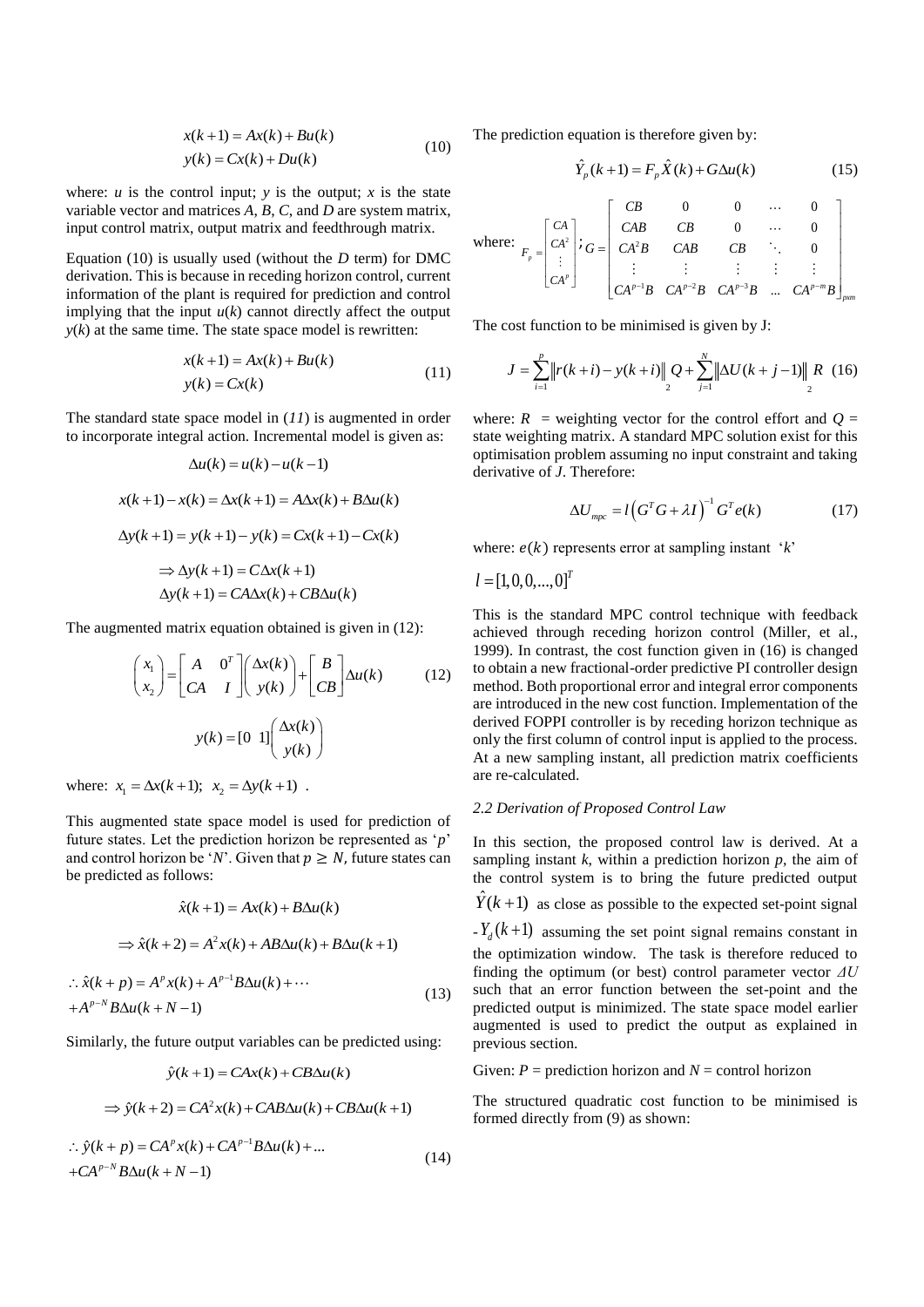$$x(k+1) = Ax(k) + Bu(k)$$
$$y(k) = Cx(k) + Du(k) \tag{10}$$

where: $u$ is the control input; $y$ is the output; $x$ is the state variable vector and matrices $A$, $B$, $C$, and $D$ are system matrix, input control matrix, output matrix and feedthrough matrix.

Equation (10) is usually used (without the $D$ term) for DMC derivation. This is because in receding horizon control, current information of the plant is required for prediction and control implying that the input $u(k)$ cannot directly affect the output $y(k)$ at the same time. The state space model is rewritten:

$$x(k+1) = Ax(k) + Bu(k)$$
$$y(k) = Cx(k) \tag{11}$$

The standard state space model in (*11*) is augmented in order to incorporate integral action. Incremental model is given as:

$$\Delta u(k) = u(k) - u(k-1)$$

$$x(k+1) - x(k) = \Delta x(k+1) = A\Delta x(k) + B\Delta u(k)$$

$$\Delta y(k+1) = y(k+1) - y(k) = Cx(k+1) - Cx(k)$$

$$\Rightarrow \Delta y(k+1) = C\Delta x(k+1)$$
$$\Delta y(k+1) = CA\Delta x(k) + CB\Delta u(k)$$

The augmented matrix equation obtained is given in (12):

$$\begin{pmatrix} x_1 \\ x_2 \end{pmatrix} = \begin{bmatrix} A & 0^T \\ CA & I \end{bmatrix} \begin{pmatrix} \Delta x(k) \\ y(k) \end{pmatrix} + \begin{bmatrix} B \\ CB \end{bmatrix} \Delta u(k) \tag{12}$$

$$y(k) = [0 \;\; 1] \begin{pmatrix} \Delta x(k) \\ y(k) \end{pmatrix}$$

where: $x_1 = \Delta x(k+1);\; x_2 = \Delta y(k+1)$ .

This augmented state space model is used for prediction of future states. Let the prediction horizon be represented as '$p$' and control horizon be '$N$'. Given that $p \geq N$, future states can be predicted as follows:

$$\hat{x}(k+1) = Ax(k) + B\Delta u(k)$$

$$\Rightarrow \hat{x}(k+2) = A^2 x(k) + AB\Delta u(k) + B\Delta u(k+1)$$

$$\therefore \hat{x}(k+p) = A^p x(k) + A^{p-1}B\Delta u(k) + \cdots$$
$$+ A^{p-N}B\Delta u(k+N-1) \tag{13}$$

Similarly, the future output variables can be predicted using:

$$\hat{y}(k+1) = CAx(k) + CB\Delta u(k)$$

$$\Rightarrow \hat{y}(k+2) = CA^2 x(k) + CAB\Delta u(k) + CB\Delta u(k+1)$$

$$\therefore \hat{y}(k+p) = CA^p x(k) + CA^{p-1}B\Delta u(k) + \ldots$$
$$+ CA^{p-N}B\Delta u(k+N-1) \tag{14}$$

The prediction equation is therefore given by:

$$\hat{Y}_p(k+1) = F_p \hat{X}(k) + G\Delta u(k) \tag{15}$$

where: $F_p = \begin{bmatrix} CA \\ CA^2 \\ \vdots \\ CA^p \end{bmatrix}$; $G = \begin{bmatrix} CB & 0 & 0 & \cdots & 0 \\ CAB & CB & 0 & \cdots & 0 \\ CA^2B & CAB & CB & \ddots & 0 \\ \vdots & \vdots & \vdots & \vdots & \vdots \\ CA^{p-1}B & CA^{p-2}B & CA^{p-3}B & \ldots & CA^{p-m}B \end{bmatrix}_{p \times m}$

The cost function to be minimised is given by J:

$$J = \sum_{i=1}^{p} \left\| r(k+i) - y(k+i) \right\|_2 Q + \sum_{j=1}^{N} \left\| \Delta U(k+j-1) \right\|_2 R \tag{16}$$

where: $R$ = weighting vector for the control effort and $Q$ = state weighting matrix. A standard MPC solution exist for this optimisation problem assuming no input constraint and taking derivative of $J$. Therefore:

$$\Delta U_{mpc} = l\left(G^T G + \lambda I\right)^{-1} G^T e(k) \tag{17}$$

where: $e(k)$ represents error at sampling instant '$k$'

$l = [1, 0, 0, \ldots, 0]^T$

This is the standard MPC control technique with feedback achieved through receding horizon control (Miller, et al., 1999). In contrast, the cost function given in (16) is changed to obtain a new fractional-order predictive PI controller design method. Both proportional error and integral error components are introduced in the new cost function. Implementation of the derived FOPPI controller is by receding horizon technique as only the first column of control input is applied to the process. At a new sampling instant, all prediction matrix coefficients are re-calculated.

### *2.2 Derivation of Proposed Control Law*

In this section, the proposed control law is derived. At a sampling instant $k$, within a prediction horizon $p$, the aim of the control system is to bring the future predicted output $\hat{Y}(k+1)$ as close as possible to the expected set-point signal - $Y_d(k+1)$ assuming the set point signal remains constant in the optimization window. The task is therefore reduced to finding the optimum (or best) control parameter vector $\Delta U$ such that an error function between the set-point and the predicted output is minimized. The state space model earlier augmented is used to predict the output as explained in previous section.

Given: $P$ = prediction horizon and $N$ = control horizon

The structured quadratic cost function to be minimised is formed directly from (9) as shown: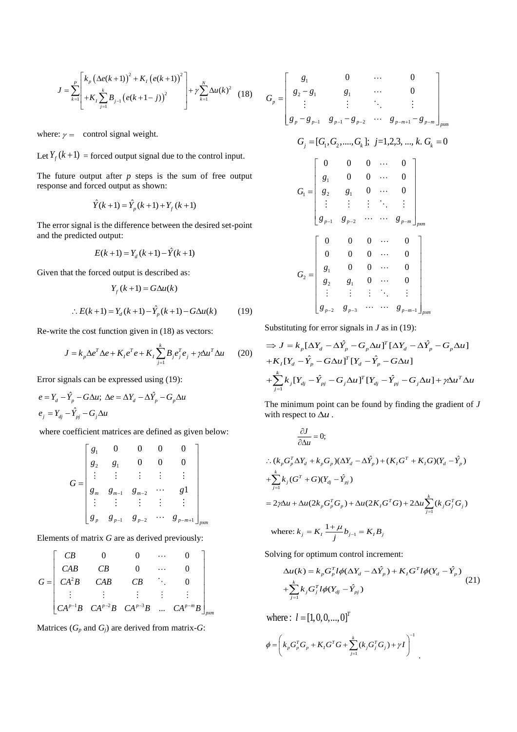$$J = \sum_{k=1}^{p} \begin{bmatrix} k_p \left(\Delta e(k+1)\right)^2 + K_I \left(e(k+1)\right)^2 \\ + K_I \sum_{j=1}^{k} B_{j-1} \left(e(k+1-j)\right)^2 \end{bmatrix} + \gamma \sum_{k=1}^{N} \Delta u(k)^2 \quad (18)$$

where: $\gamma =$ control signal weight.

Let $Y_f(k+1)$ = forced output signal due to the control input.

The future output after *p* steps is the sum of free output response and forced output as shown:

$$\hat{Y}(k+1) = \hat{Y}_p(k+1) + Y_f(k+1)$$

The error signal is the difference between the desired set-point and the predicted output:

$$E(k+1) = Y_d(k+1) - \hat{Y}(k+1)$$

Given that the forced output is described as:

$$Y_f(k+1) = G\Delta u(k)$$

$$\therefore E(k+1) = Y_d(k+1) - \hat{Y}_p(k+1) - G\Delta u(k) \quad (19)$$

Re-write the cost function given in (18) as vectors:

$$J = k_p \Delta e^T \Delta e + K_I e^T e + K_I \sum_{j=1}^{k} B_j e_j^T e_j + \gamma \Delta u^T \Delta u \quad (20)$$

Error signals can be expressed using (19):

$$e = Y_d - \hat{Y}_p - G\Delta u; \ \Delta e = \Delta Y_d - \Delta \hat{Y}_p - G_p \Delta u$$

$$e_j = Y_{dj} - \hat{Y}_{pj} - G_j \Delta u$$

where coefficient matrices are defined as given below:

$$G = \begin{bmatrix} g_1 & 0 & 0 & 0 & 0 \\ g_2 & g_1 & 0 & 0 & 0 \\ \vdots & \vdots & \vdots & \vdots & \vdots \\ g_m & g_{m-1} & g_{m-2} & \cdots & g1 \\ \vdots & \vdots & \vdots & \vdots & \vdots \\ g_p & g_{p-1} & g_{p-2} & \cdots & g_{p-m+1} \end{bmatrix}_{pxm}$$

Elements of matrix *G* are as derived previously:

$$G = \begin{bmatrix} CB & 0 & 0 & \cdots & 0 \\ CAB & CB & 0 & \cdots & 0 \\ CA^2B & CAB & CB & \ddots & 0 \\ \vdots & \vdots & \vdots & \vdots & \vdots \\ CA^{p-1}B & CA^{p-2}B & CA^{p-3}B & \ldots & CA^{p-m}B \end{bmatrix}_{pxm}$$

Matrices ($G_p$ and $G_j$) are derived from matrix-*G*:

$$G_p = \begin{bmatrix} g_1 & 0 & \cdots & 0 \\ g_2 - g_1 & g_1 & \cdots & 0 \\ \vdots & \vdots & \ddots & \vdots \\ g_p - g_{p-1} & g_{p-1} - g_{p-2} & \cdots & g_{p-m+1} - g_{p-m} \end{bmatrix}_{pxm}$$

$$G_j = [G_1, G_2, \ldots, G_k]; \ j = 1, 2, 3, \ldots, k. \ G_k = 0$$

$$G_1 = \begin{bmatrix} 0 & 0 & 0 & \cdots & 0 \\ g_1 & 0 & 0 & \cdots & 0 \\ g_2 & g_1 & 0 & \cdots & 0 \\ \vdots & \vdots & \vdots & \ddots & \vdots \\ g_{p-1} & g_{p-2} & \cdots & \cdots & g_{p-m} \end{bmatrix}_{pxm}$$

$$G_2 = \begin{bmatrix} 0 & 0 & 0 & \cdots & 0 \\ 0 & 0 & 0 & \cdots & 0 \\ g_1 & 0 & 0 & \cdots & 0 \\ g_2 & g_1 & 0 & \cdots & 0 \\ \vdots & \vdots & \vdots & \ddots & \vdots \\ g_{p-2} & g_{p-3} & \cdots & \cdots & g_{p-m-1} \end{bmatrix}_{pxm}$$

Substituting for error signals in *J* as in (19):

$$\Rightarrow J = k_p [\Delta Y_d - \Delta \hat{Y}_p - G_p \Delta u]^T [\Delta Y_d - \Delta \hat{Y}_p - G_p \Delta u]$$
$$+ K_I [Y_d - \hat{Y}_p - G\Delta u]^T [Y_d - \hat{Y}_p - G\Delta u]$$
$$+ \sum_{j=1}^{k} k_j [Y_{dj} - \hat{Y}_{pj} - G_j \Delta u]^T [Y_{dj} - \hat{Y}_{pj} - G_j \Delta u] + \gamma \Delta u^T \Delta u$$

The minimum point can be found by finding the gradient of *J* with respect to $\Delta u$.

$$\frac{\partial J}{\partial \Delta u} = 0;$$

$$\therefore (k_p G_p^T \Delta Y_d + k_p G_p)(\Delta Y_d - \Delta \hat{Y}_p) + (K_I G^T + K_I G)(Y_d - \hat{Y}_p)$$
$$+ \sum_{j=1}^{k} k_j (G^T + G)(Y_{dj} - \hat{Y}_{pj})$$
$$= 2\gamma \Delta u + \Delta u (2k_p G_p^T G_p) + \Delta u (2K_I G^T G) + 2\Delta u \sum_{j=1}^{k} (k_j G_j^T G_j)$$

$$\text{where: } k_j = K_I \frac{1+\mu}{j} b_{j-1} = K_I B_j$$

Solving for optimum control increment:

$$\Delta u(k) = k_p G_p^T l \phi (\Delta Y_d - \Delta \hat{Y}_p) + K_I G^T l \phi (Y_d - \hat{Y}_p)$$
$$+ \sum_{j=1}^{k} k_j G_j^T l \phi (Y_{dj} - \hat{Y}_{pj}) \quad (21)$$

$$\text{where: } l = [1, 0, 0, \ldots, 0]^T$$

$$\phi = \left( k_p G_p^T G_p + K_I G^T G + \sum_{j=1}^{k} (k_j G_j^T G_j) + \gamma I \right)^{-1}$$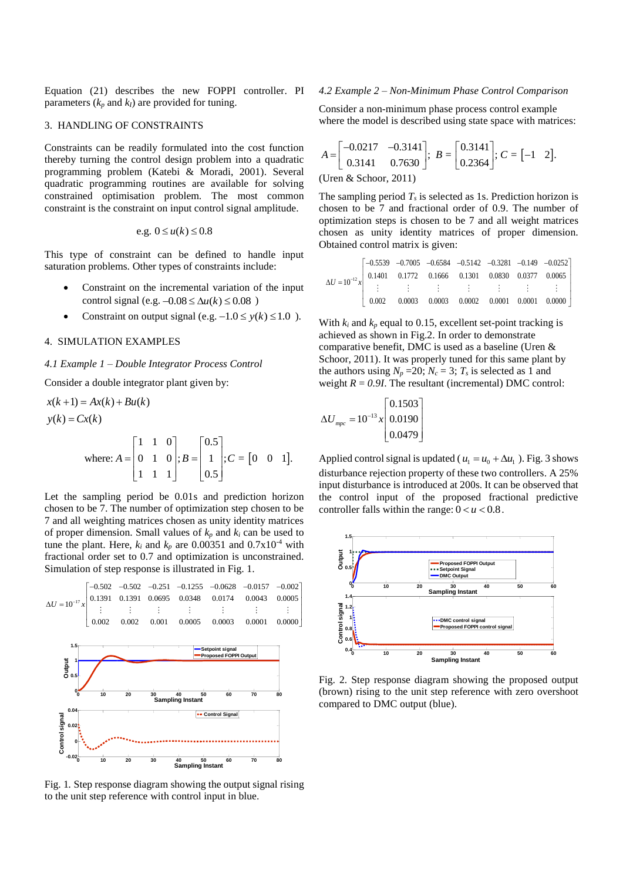Equation (21) describes the new FOPPI controller. PI parameters ($k_p$ and $k_I$) are provided for tuning.

## 3. HANDLING OF CONSTRAINTS

Constraints can be readily formulated into the cost function thereby turning the control design problem into a quadratic programming problem (Katebi & Moradi, 2001). Several quadratic programming routines are available for solving constrained optimisation problem. The most common constraint is the constraint on input control signal amplitude.

$$\text{e.g. } 0 \le u(k) \le 0.8$$

This type of constraint can be defined to handle input saturation problems. Other types of constraints include:

- Constraint on the incremental variation of the input control signal (e.g. $-0.08 \le \Delta u(k) \le 0.08$ )
- Constraint on output signal (e.g. $-1.0 \le y(k) \le 1.0$ ).

## 4. SIMULATION EXAMPLES

### *4.1 Example 1 – Double Integrator Process Control*

Consider a double integrator plant given by:

$$x(k+1) = Ax(k) + Bu(k)$$
$$y(k) = Cx(k)$$

$$\text{where: } A = \begin{bmatrix} 1 & 1 & 0 \\ 0 & 1 & 0 \\ 1 & 1 & 1 \end{bmatrix}; B = \begin{bmatrix} 0.5 \\ 1 \\ 0.5 \end{bmatrix}; C = \begin{bmatrix} 0 & 0 & 1 \end{bmatrix}.$$

Let the sampling period be 0.01s and prediction horizon chosen to be 7. The number of optimization step chosen to be 7 and all weighting matrices chosen as unity identity matrices of proper dimension. Small values of $k_p$ and $k_i$ can be used to tune the plant. Here, $k_i$ and $k_p$ are 0.00351 and $0.7\text{x}10^{-4}$ with fractional order set to 0.7 and optimization is unconstrained. Simulation of step response is illustrated in Fig. 1.

$$\Delta U = 10^{-17} x \begin{bmatrix} -0.502 & -0.502 & -0.251 & -0.1255 & -0.0628 & -0.0157 & -0.002 \\ 0.1391 & 0.1391 & 0.0695 & 0.0348 & 0.0174 & 0.0043 & 0.0005 \\ \vdots & \vdots & \vdots & \vdots & \vdots & \vdots & \vdots \\ 0.002 & 0.002 & 0.001 & 0.0005 & 0.0003 & 0.0001 & 0.0000 \end{bmatrix}$$

Fig. 1. Step response diagram showing the output signal rising to the unit step reference with control input in blue.

### *4.2 Example 2 – Non-Minimum Phase Control Comparison*

Consider a non-minimum phase process control example where the model is described using state space with matrices:

$$A = \begin{bmatrix} -0.0217 & -0.3141 \\ 0.3141 & 0.7630 \end{bmatrix}; \; B = \begin{bmatrix} 0.3141 \\ 0.2364 \end{bmatrix}; C = \begin{bmatrix} -1 & 2 \end{bmatrix}.$$

(Uren & Schoor, 2011)

The sampling period $T_s$ is selected as 1s. Prediction horizon is chosen to be 7 and fractional order of 0.9. The number of optimization steps is chosen to be 7 and all weight matrices chosen as unity identity matrices of proper dimension. Obtained control matrix is given:

$$\Delta U = 10^{-12} x \begin{bmatrix} -0.5539 & -0.7005 & -0.6584 & -0.5142 & -0.3281 & -0.149 & -0.0252 \\ 0.1401 & 0.1772 & 0.1666 & 0.1301 & 0.0830 & 0.0377 & 0.0065 \\ \vdots & \vdots & \vdots & \vdots & \vdots & \vdots & \vdots \\ 0.002 & 0.0003 & 0.0003 & 0.0002 & 0.0001 & 0.0001 & 0.0000 \end{bmatrix}$$

With $k_i$ and $k_p$ equal to 0.15, excellent set-point tracking is achieved as shown in Fig.2. In order to demonstrate comparative benefit, DMC is used as a baseline (Uren & Schoor, 2011). It was properly tuned for this same plant by the authors using $N_p$ =20; $N_c$ = 3; $T_s$ is selected as 1 and weight $R = 0.9I$. The resultant (incremental) DMC control:

$$\Delta U_{mpc} = 10^{-13} x \begin{bmatrix} 0.1503 \\ 0.0190 \\ 0.0479 \end{bmatrix}$$

Applied control signal is updated ( $u_1 = u_0 + \Delta u_1$ ). Fig. 3 shows disturbance rejection property of these two controllers. A 25% input disturbance is introduced at 200s. It can be observed that the control input of the proposed fractional predictive controller falls within the range: $0 < u < 0.8$.

Fig. 2. Step response diagram showing the proposed output (brown) rising to the unit step reference with zero overshoot compared to DMC output (blue).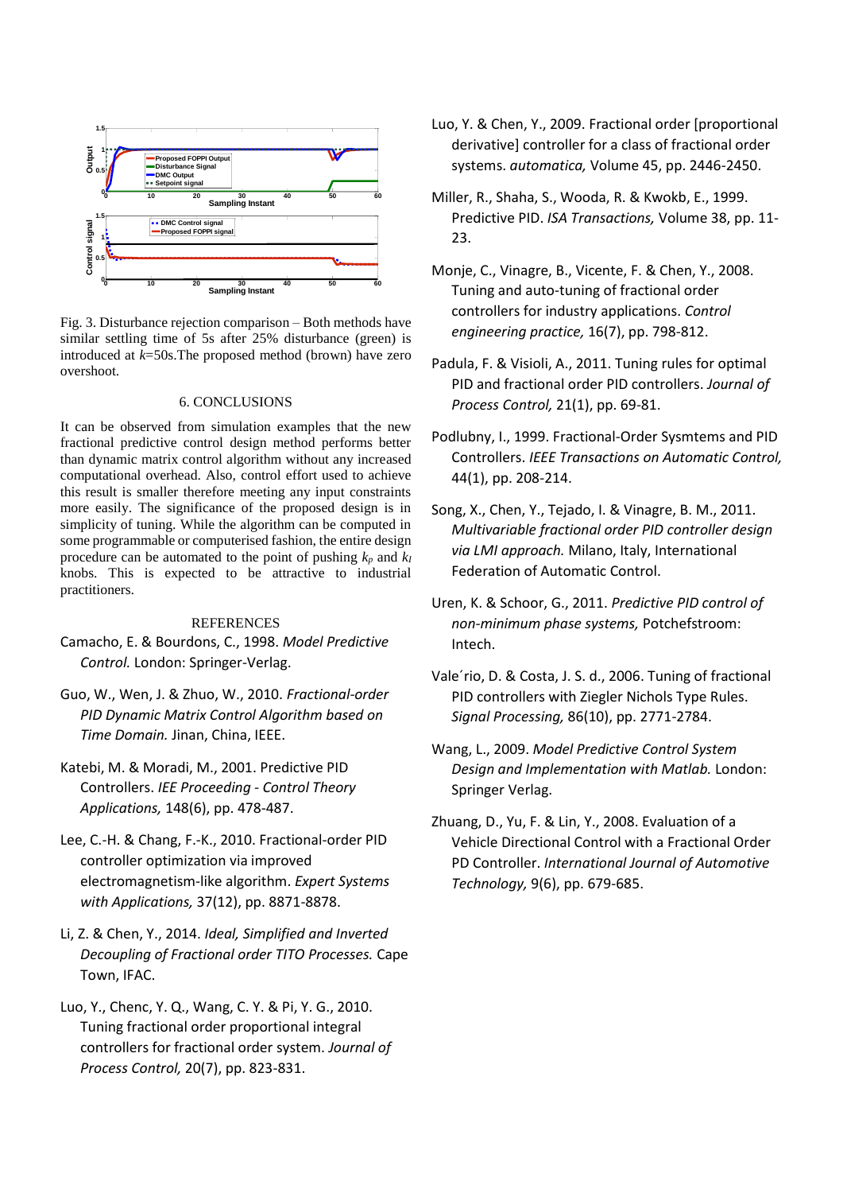1.5
Output
1
0.5
0
10
20
30
40
50
60
Sampling Instant
Proposed FOPPI Output
Disturbance Signal
DMC Output
Setpoint signal

1.5
Control signal
1
0.5
0
10
20
30
40
50
60
Sampling Instant
DMC Control signal
Proposed FOPPI signal

Fig. 3. Disturbance rejection comparison – Both methods have similar settling time of 5s after 25% disturbance (green) is introduced at $k$=50s.The proposed method (brown) have zero overshoot.

## 6. CONCLUSIONS

It can be observed from simulation examples that the new fractional predictive control design method performs better than dynamic matrix control algorithm without any increased computational overhead. Also, control effort used to achieve this result is smaller therefore meeting any input constraints more easily. The significance of the proposed design is in simplicity of tuning. While the algorithm can be computed in some programmable or computerised fashion, the entire design procedure can be automated to the point of pushing $k_p$ and $k_I$ knobs. This is expected to be attractive to industrial practitioners.

## REFERENCES

Camacho, E. & Bourdons, C., 1998. *Model Predictive Control.* London: Springer-Verlag.

Guo, W., Wen, J. & Zhuo, W., 2010. *Fractional-order PID Dynamic Matrix Control Algorithm based on Time Domain.* Jinan, China, IEEE.

Katebi, M. & Moradi, M., 2001. Predictive PID Controllers. *IEE Proceeding - Control Theory Applications,* 148(6), pp. 478-487.

Lee, C.-H. & Chang, F.-K., 2010. Fractional-order PID controller optimization via improved electromagnetism-like algorithm. *Expert Systems with Applications,* 37(12), pp. 8871-8878.

Li, Z. & Chen, Y., 2014. *Ideal, Simplified and Inverted Decoupling of Fractional order TITO Processes.* Cape Town, IFAC.

Luo, Y., Chenc, Y. Q., Wang, C. Y. & Pi, Y. G., 2010. Tuning fractional order proportional integral controllers for fractional order system. *Journal of Process Control,* 20(7), pp. 823-831.

Luo, Y. & Chen, Y., 2009. Fractional order [proportional derivative] controller for a class of fractional order systems. *automatica,* Volume 45, pp. 2446-2450.

Miller, R., Shaha, S., Wooda, R. & Kwokb, E., 1999. Predictive PID. *ISA Transactions,* Volume 38, pp. 11-23.

Monje, C., Vinagre, B., Vicente, F. & Chen, Y., 2008. Tuning and auto-tuning of fractional order controllers for industry applications. *Control engineering practice,* 16(7), pp. 798-812.

Padula, F. & Visioli, A., 2011. Tuning rules for optimal PID and fractional order PID controllers. *Journal of Process Control,* 21(1), pp. 69-81.

Podlubny, I., 1999. Fractional-Order Sysmtems and PID Controllers. *IEEE Transactions on Automatic Control,* 44(1), pp. 208-214.

Song, X., Chen, Y., Tejado, I. & Vinagre, B. M., 2011. *Multivariable fractional order PID controller design via LMI approach.* Milano, Italy, International Federation of Automatic Control.

Uren, K. & Schoor, G., 2011. *Predictive PID control of non-minimum phase systems,* Potchefstroom: Intech.

Vale´rio, D. & Costa, J. S. d., 2006. Tuning of fractional PID controllers with Ziegler Nichols Type Rules. *Signal Processing,* 86(10), pp. 2771-2784.

Wang, L., 2009. *Model Predictive Control System Design and Implementation with Matlab.* London: Springer Verlag.

Zhuang, D., Yu, F. & Lin, Y., 2008. Evaluation of a Vehicle Directional Control with a Fractional Order PD Controller. *International Journal of Automotive Technology,* 9(6), pp. 679-685.